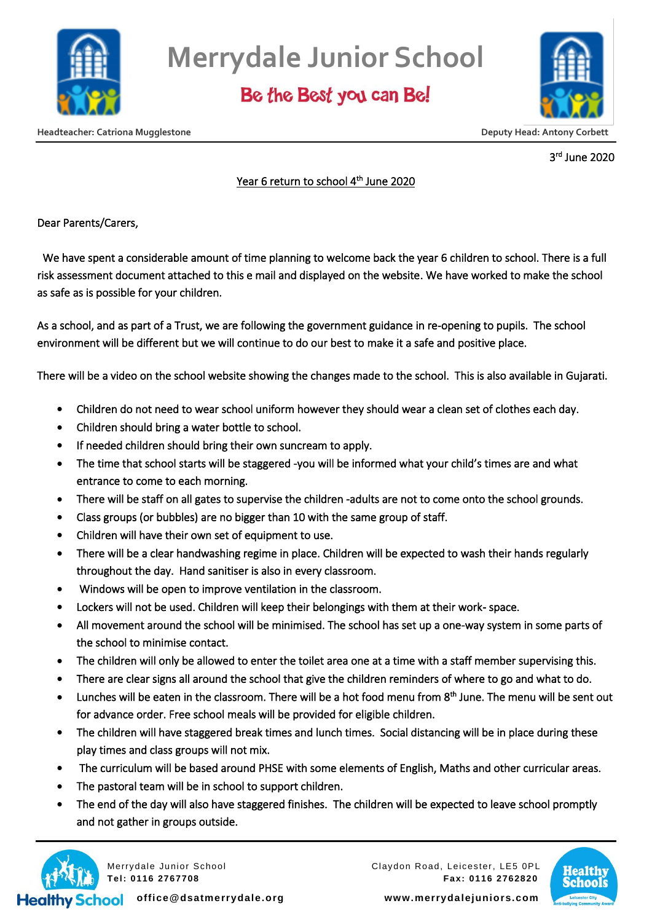# Merrydale Junior School

**Be the Best you can Be!**

**Headteacher: Catriona Mugglestone** **Deputy Head: Antony Corbett**

3rd June 2020

Year 6 return to school 4th June 2020

Dear Parents/Carers,

We have spent a considerable amount of time planning to welcome back the year 6 children to school. There is a full risk assessment document attached to this e mail and displayed on the website. We have worked to make the school as safe as is possible for your children.

As a school, and as part of a Trust, we are following the government guidance in re-opening to pupils. The school environment will be different but we will continue to do our best to make it a safe and positive place.

There will be a video on the school website showing the changes made to the school. This is also available in Gujarati.

- Children do not need to wear school uniform however they should wear a clean set of clothes each day.
- Children should bring a water bottle to school.
- If needed children should bring their own suncream to apply.
- The time that school starts will be staggered -you will be informed what your child's times are and what entrance to come to each morning.
- There will be staff on all gates to supervise the children -adults are not to come onto the school grounds.
- Class groups (or bubbles) are no bigger than 10 with the same group of staff.
- Children will have their own set of equipment to use.
- There will be a clear handwashing regime in place. Children will be expected to wash their hands regularly throughout the day. Hand sanitiser is also in every classroom.
- Windows will be open to improve ventilation in the classroom.
- Lockers will not be used. Children will keep their belongings with them at their work- space.
- All movement around the school will be minimised. The school has set up a one-way system in some parts of the school to minimise contact.
- The children will only be allowed to enter the toilet area one at a time with a staff member supervising this.
- There are clear signs all around the school that give the children reminders of where to go and what to do.
- Lunches will be eaten in the classroom. There will be a hot food menu from 8th June. The menu will be sent out for advance order. Free school meals will be provided for eligible children.
- The children will have staggered break times and lunch times. Social distancing will be in place during these play times and class groups will not mix.
- The curriculum will be based around PHSE with some elements of English, Maths and other curricular areas.
- The pastoral team will be in school to support children.
- The end of the day will also have staggered finishes. The children will be expected to leave school promptly and not gather in groups outside.

Merrydale Junior School
**Tel: 0116 2767708**
**office@dsatmerrydale.org**

Claydon Road, Leicester, LE5 0PL
**Fax: 0116 2762820**
**www.merrydalejuniors.com**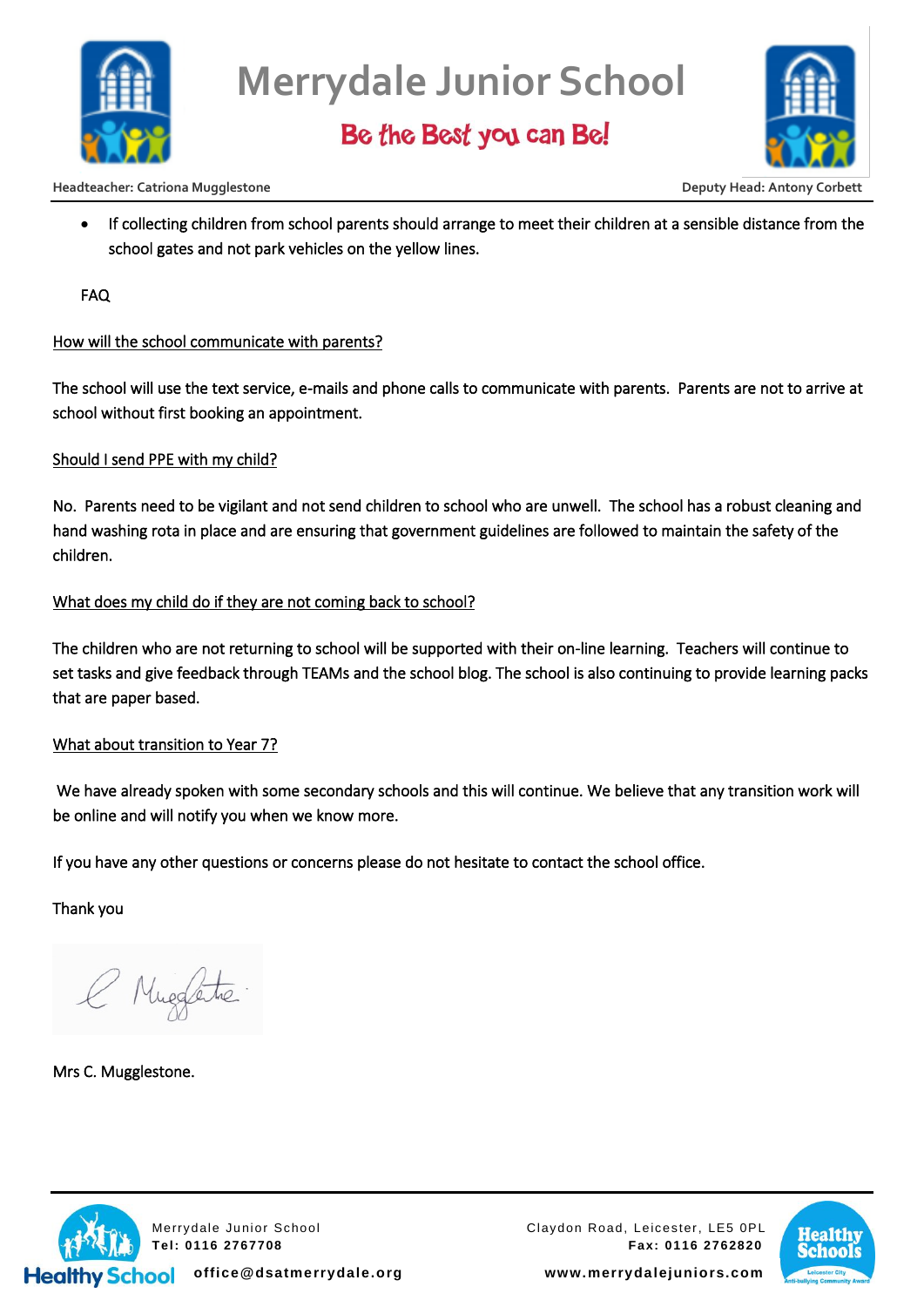- If collecting children from school parents should arrange to meet their children at a sensible distance from the school gates and not park vehicles on the yellow lines.

FAQ

How will the school communicate with parents?

The school will use the text service, e-mails and phone calls to communicate with parents. Parents are not to arrive at school without first booking an appointment.

Should I send PPE with my child?

No. Parents need to be vigilant and not send children to school who are unwell. The school has a robust cleaning and hand washing rota in place and are ensuring that government guidelines are followed to maintain the safety of the children.

What does my child do if they are not coming back to school?

The children who are not returning to school will be supported with their on-line learning. Teachers will continue to set tasks and give feedback through TEAMs and the school blog. The school is also continuing to provide learning packs that are paper based.

What about transition to Year 7?

We have already spoken with some secondary schools and this will continue. We believe that any transition work will be online and will notify you when we know more.

If you have any other questions or concerns please do not hesitate to contact the school office.

Thank you

Mrs C. Mugglestone.